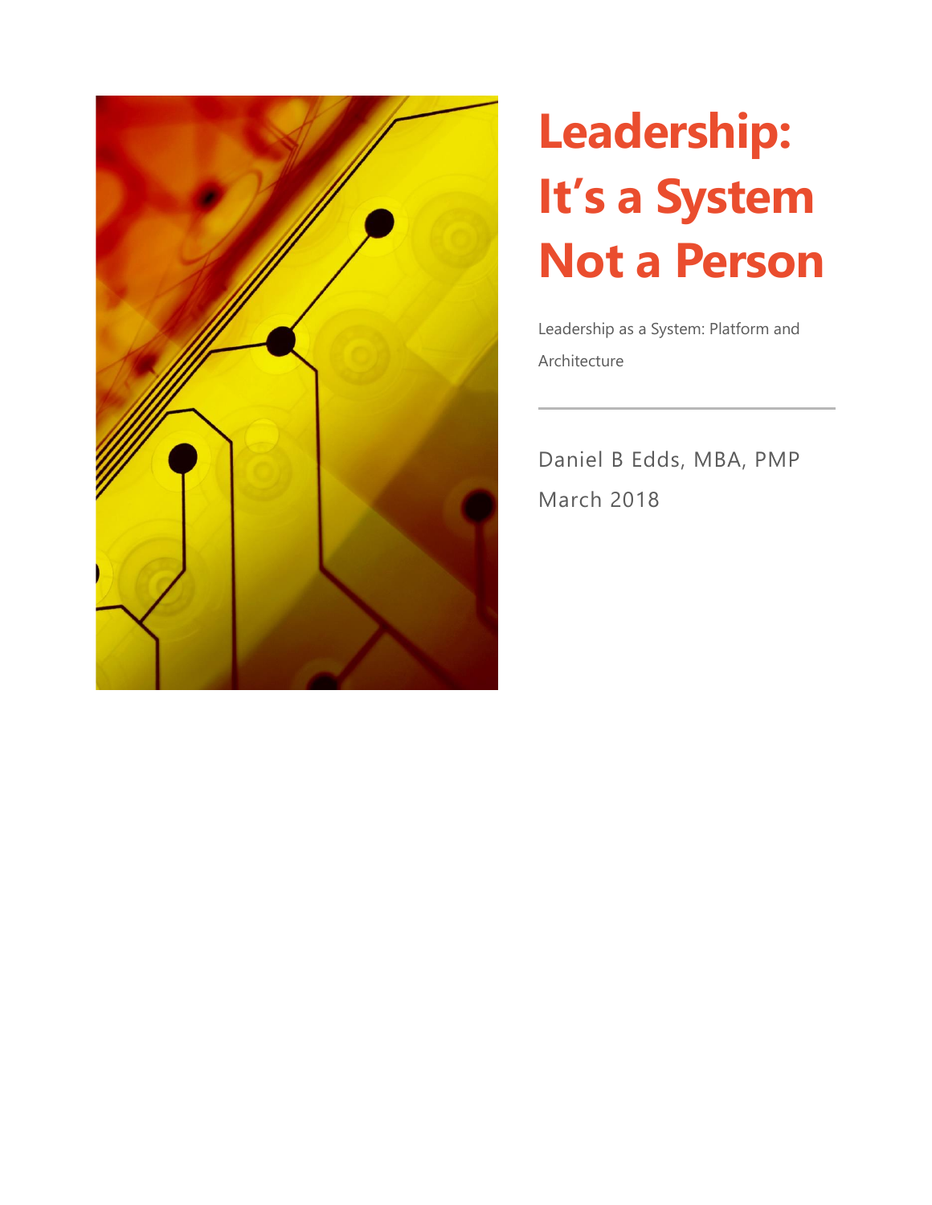# Leadership: It's a System Not a Person

Leadership as a System: Platform and Architecture

---

Daniel B Edds, MBA, PMP

March 2018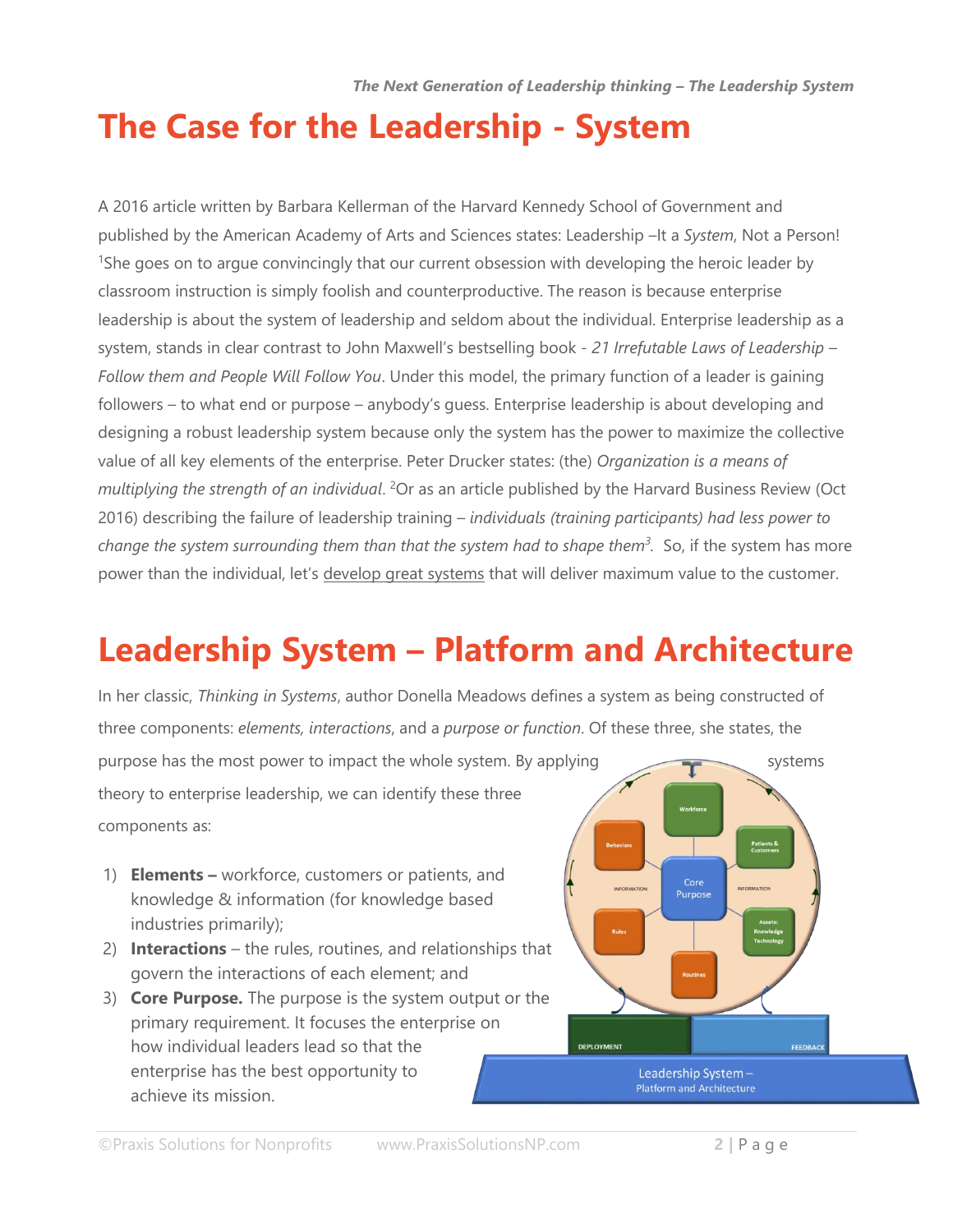# The Case for the Leadership - System

A 2016 article written by Barbara Kellerman of the Harvard Kennedy School of Government and published by the American Academy of Arts and Sciences states: Leadership –It a *System*, Not a Person! [1]She goes on to argue convincingly that our current obsession with developing the heroic leader by classroom instruction is simply foolish and counterproductive. The reason is because enterprise leadership is about the system of leadership and seldom about the individual. Enterprise leadership as a system, stands in clear contrast to John Maxwell's bestselling book - *21 Irrefutable Laws of Leadership – Follow them and People Will Follow You*. Under this model, the primary function of a leader is gaining followers – to what end or purpose – anybody's guess. Enterprise leadership is about developing and designing a robust leadership system because only the system has the power to maximize the collective value of all key elements of the enterprise. Peter Drucker states: (the) *Organization is a means of multiplying the strength of an individual*. [2]Or as an article published by the Harvard Business Review (Oct 2016) describing the failure of leadership training – *individuals (training participants) had less power to change the system surrounding them than that the system had to shape them*[3]. So, if the system has more power than the individual, let's develop great systems that will deliver maximum value to the customer.

# Leadership System – Platform and Architecture

In her classic, *Thinking in Systems*, author Donella Meadows defines a system as being constructed of three components: *elements, interactions*, and a *purpose or function*. Of these three, she states, the purpose has the most power to impact the whole system. By applying systems theory to enterprise leadership, we can identify these three components as:

1) **Elements –** workforce, customers or patients, and knowledge & information (for knowledge based industries primarily);
2) **Interactions** – the rules, routines, and relationships that govern the interactions of each element; and
3) **Core Purpose.** The purpose is the system output or the primary requirement. It focuses the enterprise on how individual leaders lead so that the enterprise has the best opportunity to achieve its mission.

Workforce
Behaviors
Patients & Customers
Core Purpose
INFORMATION
INFORMATION
Rules
Assets: Knowledge Technology
Routines
DEPLOYMENT
FEEDBACK
Leadership System – Platform and Architecture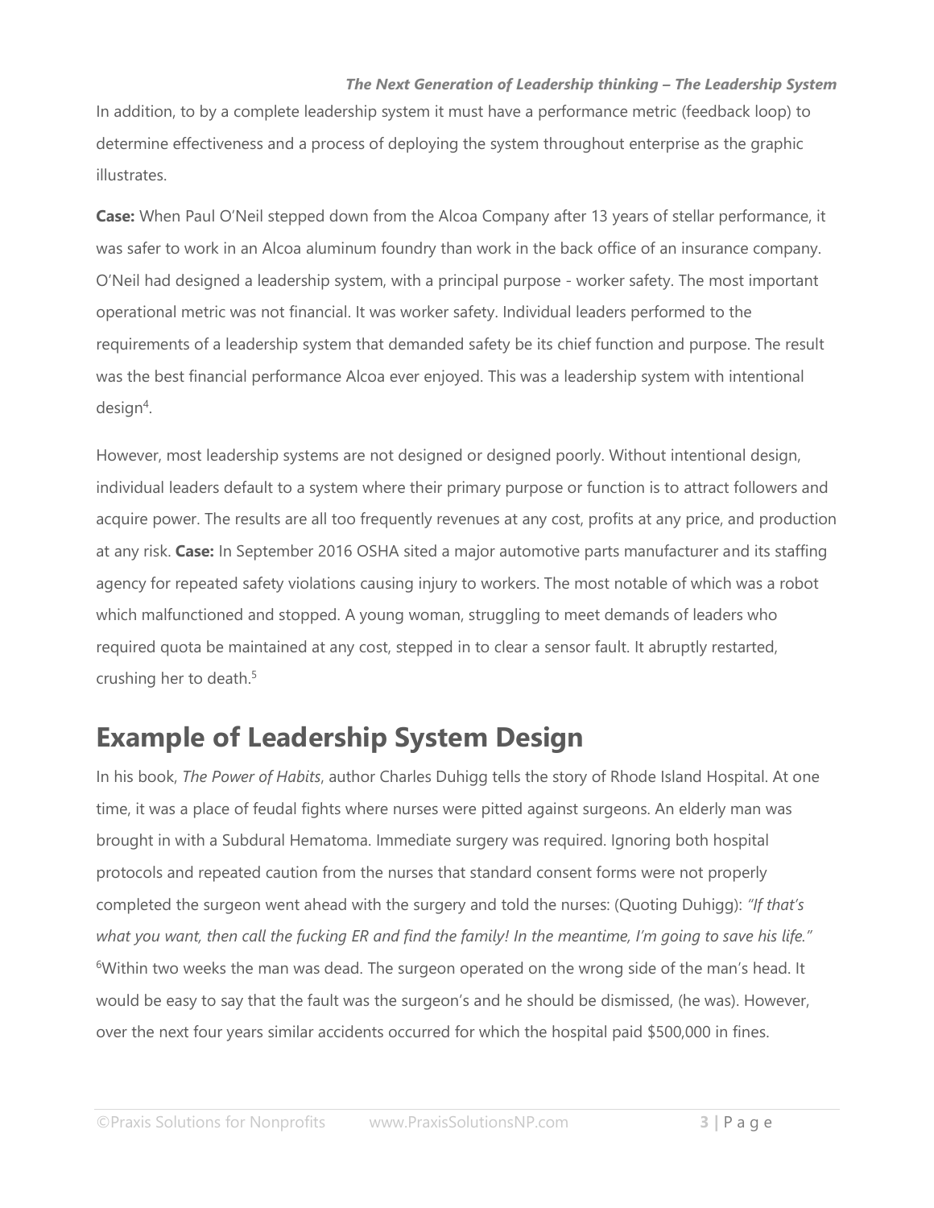In addition, to by a complete leadership system it must have a performance metric (feedback loop) to determine effectiveness and a process of deploying the system throughout enterprise as the graphic illustrates.

**Case:** When Paul O'Neil stepped down from the Alcoa Company after 13 years of stellar performance, it was safer to work in an Alcoa aluminum foundry than work in the back office of an insurance company. O'Neil had designed a leadership system, with a principal purpose - worker safety. The most important operational metric was not financial. It was worker safety. Individual leaders performed to the requirements of a leadership system that demanded safety be its chief function and purpose. The result was the best financial performance Alcoa ever enjoyed. This was a leadership system with intentional design[4].

However, most leadership systems are not designed or designed poorly. Without intentional design, individual leaders default to a system where their primary purpose or function is to attract followers and acquire power. The results are all too frequently revenues at any cost, profits at any price, and production at any risk. **Case:** In September 2016 OSHA sited a major automotive parts manufacturer and its staffing agency for repeated safety violations causing injury to workers. The most notable of which was a robot which malfunctioned and stopped. A young woman, struggling to meet demands of leaders who required quota be maintained at any cost, stepped in to clear a sensor fault. It abruptly restarted, crushing her to death.[5]

# Example of Leadership System Design

In his book, *The Power of Habits*, author Charles Duhigg tells the story of Rhode Island Hospital. At one time, it was a place of feudal fights where nurses were pitted against surgeons. An elderly man was brought in with a Subdural Hematoma. Immediate surgery was required. Ignoring both hospital protocols and repeated caution from the nurses that standard consent forms were not properly completed the surgeon went ahead with the surgery and told the nurses: (Quoting Duhigg): *"If that's what you want, then call the fucking ER and find the family! In the meantime, I'm going to save his life."* [6]Within two weeks the man was dead. The surgeon operated on the wrong side of the man's head. It would be easy to say that the fault was the surgeon's and he should be dismissed, (he was). However, over the next four years similar accidents occurred for which the hospital paid $500,000 in fines.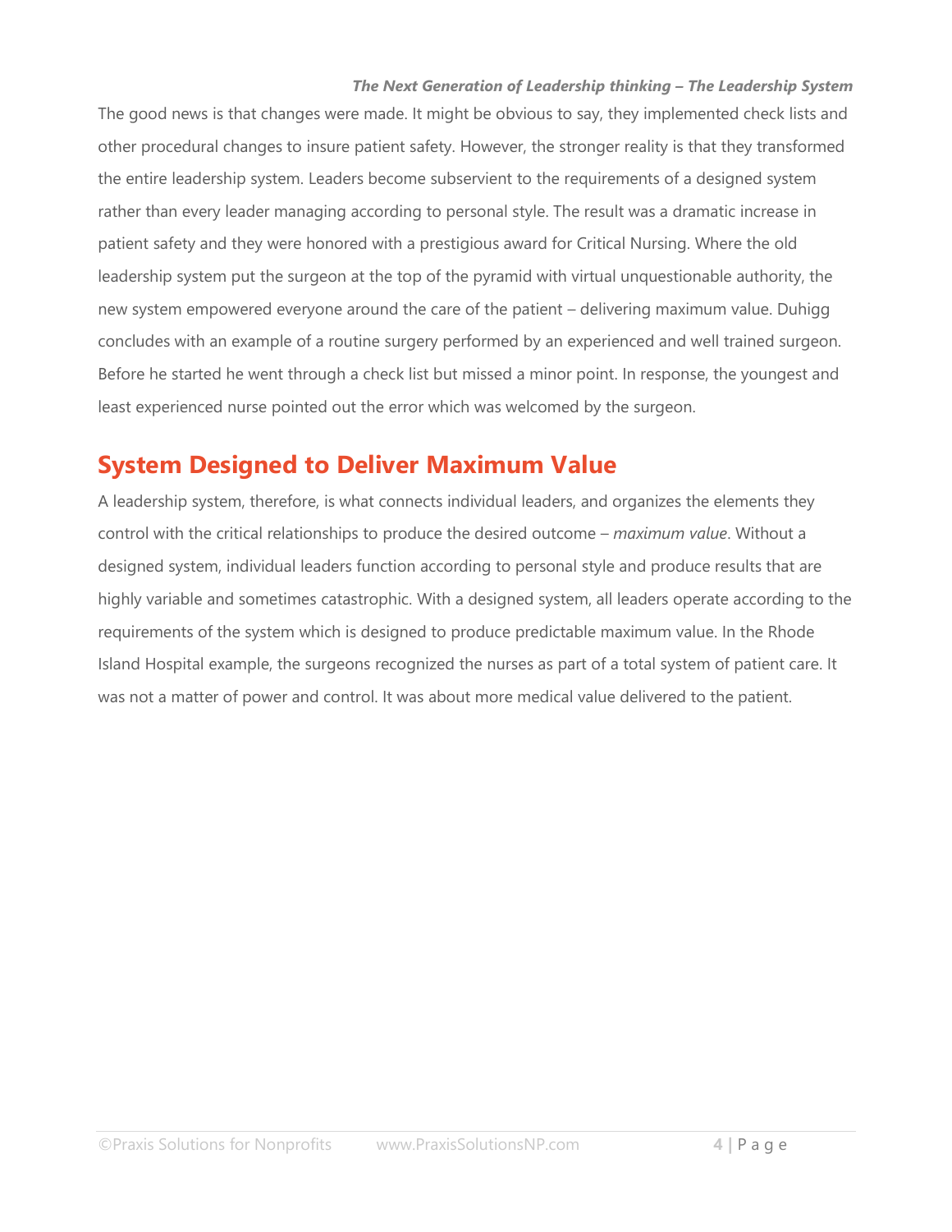The good news is that changes were made. It might be obvious to say, they implemented check lists and other procedural changes to insure patient safety. However, the stronger reality is that they transformed the entire leadership system. Leaders become subservient to the requirements of a designed system rather than every leader managing according to personal style. The result was a dramatic increase in patient safety and they were honored with a prestigious award for Critical Nursing. Where the old leadership system put the surgeon at the top of the pyramid with virtual unquestionable authority, the new system empowered everyone around the care of the patient – delivering maximum value. Duhigg concludes with an example of a routine surgery performed by an experienced and well trained surgeon. Before he started he went through a check list but missed a minor point. In response, the youngest and least experienced nurse pointed out the error which was welcomed by the surgeon.

## System Designed to Deliver Maximum Value

A leadership system, therefore, is what connects individual leaders, and organizes the elements they control with the critical relationships to produce the desired outcome – *maximum value*. Without a designed system, individual leaders function according to personal style and produce results that are highly variable and sometimes catastrophic. With a designed system, all leaders operate according to the requirements of the system which is designed to produce predictable maximum value. In the Rhode Island Hospital example, the surgeons recognized the nurses as part of a total system of patient care. It was not a matter of power and control. It was about more medical value delivered to the patient.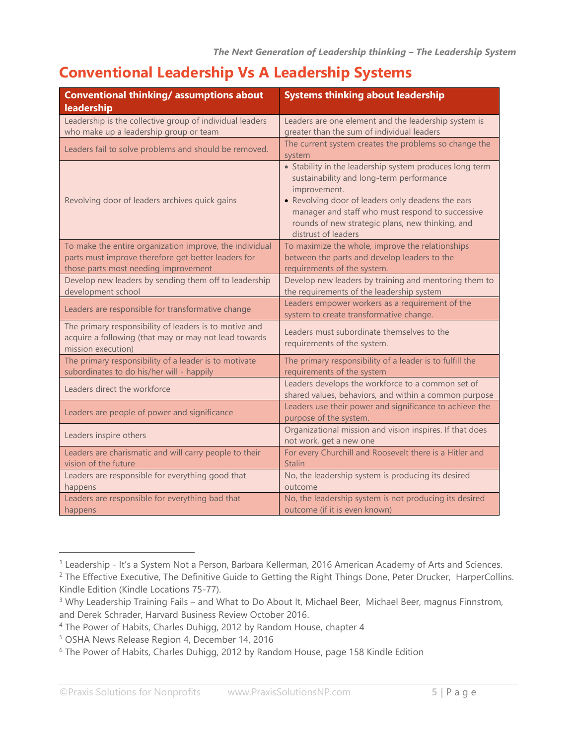## Conventional Leadership Vs A Leadership Systems

| Conventional thinking/ assumptions about leadership | Systems thinking about leadership |
|---|---|
| Leadership is the collective group of individual leaders who make up a leadership group or team | Leaders are one element and the leadership system is greater than the sum of individual leaders |
| Leaders fail to solve problems and should be removed. | The current system creates the problems so change the system |
| Revolving door of leaders archives quick gains | • Stability in the leadership system produces long term sustainability and long-term performance improvement.<br>• Revolving door of leaders only deadens the ears manager and staff who must respond to successive rounds of new strategic plans, new thinking, and distrust of leaders |
| To make the entire organization improve, the individual parts must improve therefore get better leaders for those parts most needing improvement | To maximize the whole, improve the relationships between the parts and develop leaders to the requirements of the system. |
| Develop new leaders by sending them off to leadership development school | Develop new leaders by training and mentoring them to the requirements of the leadership system |
| Leaders are responsible for transformative change | Leaders empower workers as a requirement of the system to create transformative change. |
| The primary responsibility of leaders is to motive and acquire a following (that may or may not lead towards mission execution) | Leaders must subordinate themselves to the requirements of the system. |
| The primary responsibility of a leader is to motivate subordinates to do his/her will - happily | The primary responsibility of a leader is to fulfill the requirements of the system |
| Leaders direct the workforce | Leaders develops the workforce to a common set of shared values, behaviors, and within a common purpose |
| Leaders are people of power and significance | Leaders use their power and significance to achieve the purpose of the system. |
| Leaders inspire others | Organizational mission and vision inspires. If that does not work, get a new one |
| Leaders are charismatic and will carry people to their vision of the future | For every Churchill and Roosevelt there is a Hitler and Stalin |
| Leaders are responsible for everything good that happens | No, the leadership system is producing its desired outcome |
| Leaders are responsible for everything bad that happens | No, the leadership system is not producing its desired outcome (if it is even known) |

---

[1] Leadership - It's a System Not a Person, Barbara Kellerman, 2016 American Academy of Arts and Sciences.

[2] The Effective Executive, The Definitive Guide to Getting the Right Things Done, Peter Drucker, HarperCollins. Kindle Edition (Kindle Locations 75-77).

[3] Why Leadership Training Fails – and What to Do About It, Michael Beer, Michael Beer, magnus Finnstrom, and Derek Schrader, Harvard Business Review October 2016.

[4] The Power of Habits, Charles Duhigg, 2012 by Random House, chapter 4

[5] OSHA News Release Region 4, December 14, 2016

[6] The Power of Habits, Charles Duhigg, 2012 by Random House, page 158 Kindle Edition